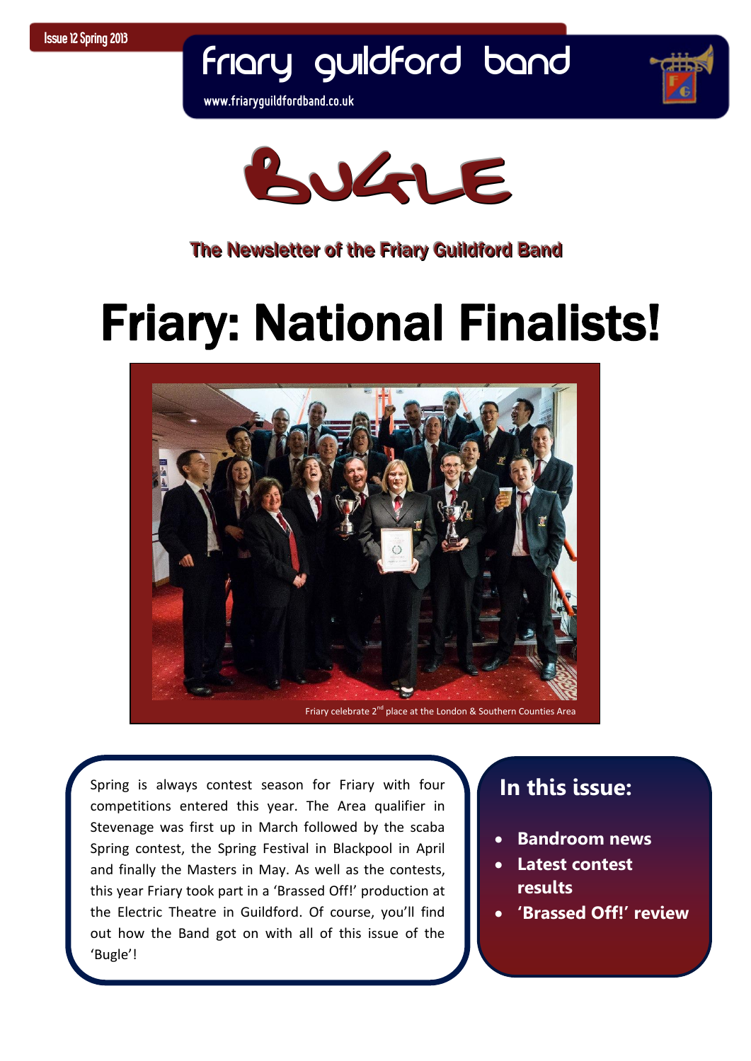Issue 12 Spring 2013

# friary guildford band

www.friaryguildfordband.co.uk

# BUGLE

**The Newsletter of the Friary Guildford Band**

# Friary: National Finalists!

Friary celebrate 2nd place at the London & Southern Counties Area

Spring is always contest season for Friary with four competitions entered this year. The Area qualifier in Stevenage was first up in March followed by the scaba Spring contest, the Spring Festival in Blackpool in April and finally the Masters in May. As well as the contests, this year Friary took part in a 'Brassed Off!' production at the Electric Theatre in Guildford. Of course, you'll find out how the Band got on with all of this issue of the 'Bugle'!

## In this issue:

- **Bandroom news**
- **Latest contest results**
- **'Brassed Off!' review**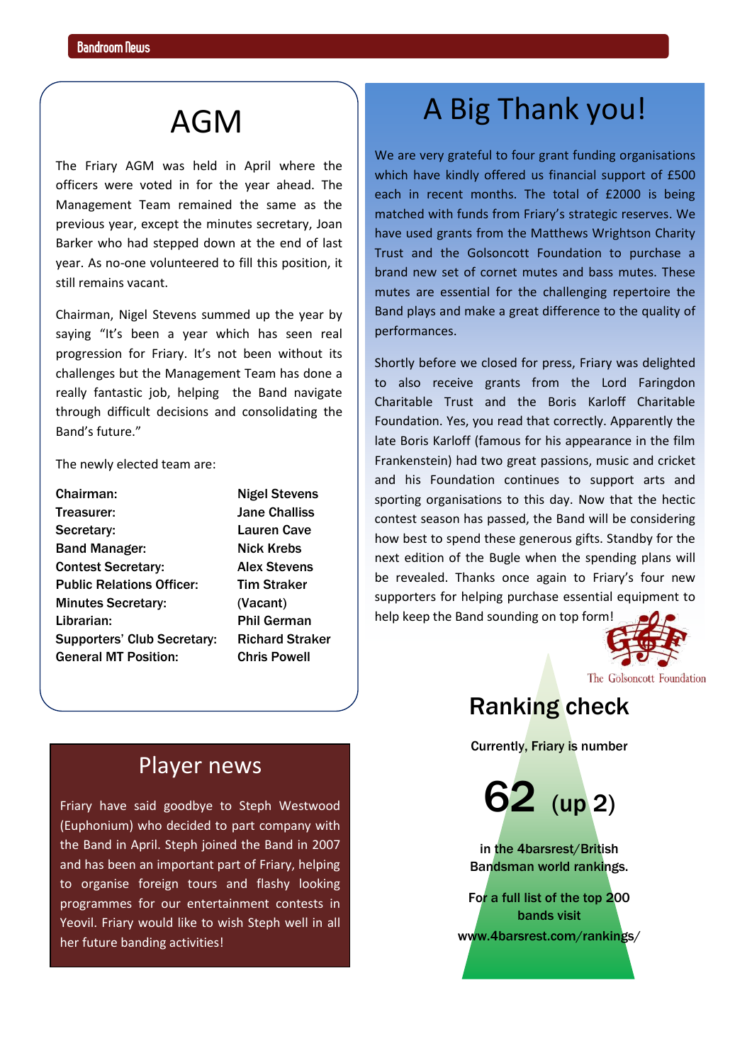# AGM

The Friary AGM was held in April where the officers were voted in for the year ahead. The Management Team remained the same as the previous year, except the minutes secretary, Joan Barker who had stepped down at the end of last year. As no-one volunteered to fill this position, it still remains vacant.

Chairman, Nigel Stevens summed up the year by saying "It's been a year which has seen real progression for Friary. It's not been without its challenges but the Management Team has done a really fantastic job, helping the Band navigate through difficult decisions and consolidating the Band's future."

The newly elected team are:

| | |
|---|---|
| **Chairman:** | **Nigel Stevens** |
| **Treasurer:** | **Jane Challiss** |
| **Secretary:** | **Lauren Cave** |
| **Band Manager:** | **Nick Krebs** |
| **Contest Secretary:** | **Alex Stevens** |
| **Public Relations Officer:** | **Tim Straker** |
| **Minutes Secretary:** | **(Vacant)** |
| **Librarian:** | **Phil German** |
| **Supporters' Club Secretary:** | **Richard Straker** |
| **General MT Position:** | **Chris Powell** |

# Player news

Friary have said goodbye to Steph Westwood (Euphonium) who decided to part company with the Band in April. Steph joined the Band in 2007 and has been an important part of Friary, helping to organise foreign tours and flashy looking programmes for our entertainment contests in Yeovil. Friary would like to wish Steph well in all her future banding activities!

# A Big Thank you!

We are very grateful to four grant funding organisations which have kindly offered us financial support of £500 each in recent months. The total of £2000 is being matched with funds from Friary's strategic reserves. We have used grants from the Matthews Wrightson Charity Trust and the Golsoncott Foundation to purchase a brand new set of cornet mutes and bass mutes. These mutes are essential for the challenging repertoire the Band plays and make a great difference to the quality of performances.

Shortly before we closed for press, Friary was delighted to also receive grants from the Lord Faringdon Charitable Trust and the Boris Karloff Charitable Foundation. Yes, you read that correctly. Apparently the late Boris Karloff (famous for his appearance in the film Frankenstein) had two great passions, music and cricket and his Foundation continues to support arts and sporting organisations to this day. Now that the hectic contest season has passed, the Band will be considering how best to spend these generous gifts. Standby for the next edition of the Bugle when the spending plans will be revealed. Thanks once again to Friary's four new supporters for helping purchase essential equipment to help keep the Band sounding on top form!

The Golsoncott Foundation

## Ranking check

**Currently, Friary is number**

**62 (up 2)**

**in the 4barsrest/British Bandsman world rankings.**

**For a full list of the top 200 bands visit www.4barsrest.com/rankings/**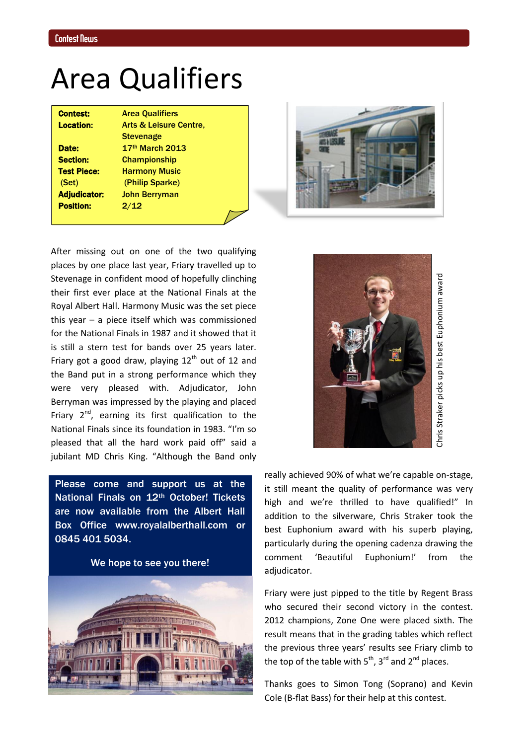# Area Qualifiers

| | |
|---|---|
| **Contest:** | Area Qualifiers |
| **Location:** | Arts & Leisure Centre, Stevenage |
| **Date:** | 17th March 2013 |
| **Section:** | Championship |
| **Test Piece:** (Set) | Harmony Music (Philip Sparke) |
| **Adjudicator:** | John Berryman |
| **Position:** | 2/12 |

Chris Straker picks up his best Euphonium award

After missing out on one of the two qualifying places by one place last year, Friary travelled up to Stevenage in confident mood of hopefully clinching their first ever place at the National Finals at the Royal Albert Hall. Harmony Music was the set piece this year – a piece itself which was commissioned for the National Finals in 1987 and it showed that it is still a stern test for bands over 25 years later. Friary got a good draw, playing 12th out of 12 and the Band put in a strong performance which they were very pleased with. Adjudicator, John Berryman was impressed by the playing and placed Friary 2nd, earning its first qualification to the National Finals since its foundation in 1983. "I'm so pleased that all the hard work paid off" said a jubilant MD Chris King. "Although the Band only really achieved 90% of what we're capable on-stage, it still meant the quality of performance was very high and we're thrilled to have qualified!" In addition to the silverware, Chris Straker took the best Euphonium award with his superb playing, particularly during the opening cadenza drawing the comment 'Beautiful Euphonium!' from the adjudicator.

**Please come and support us at the National Finals on 12th October! Tickets are now available from the Albert Hall Box Office www.royalalberthall.com or 0845 401 5034.**

**We hope to see you there!**

Friary were just pipped to the title by Regent Brass who secured their second victory in the contest. 2012 champions, Zone One were placed sixth. The result means that in the grading tables which reflect the previous three years' results see Friary climb to the top of the table with 5th, 3rd and 2nd places.

Thanks goes to Simon Tong (Soprano) and Kevin Cole (B-flat Bass) for their help at this contest.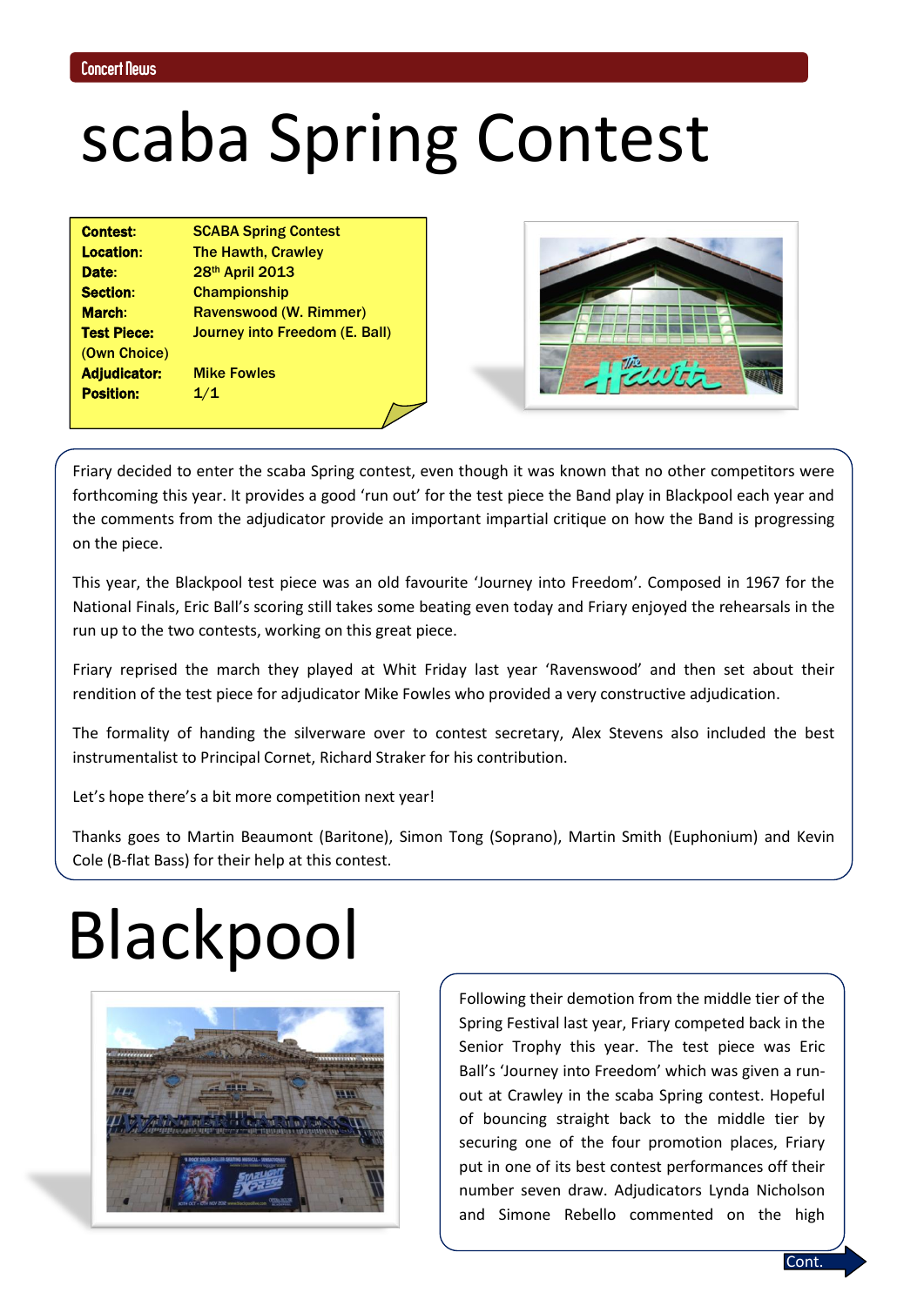# scaba Spring Contest

| | |
|---|---|
| **Contest:** | **SCABA Spring Contest** |
| **Location:** | **The Hawth, Crawley** |
| **Date:** | **28th April 2013** |
| **Section:** | **Championship** |
| **March:** | **Ravenswood (W. Rimmer)** |
| **Test Piece: (Own Choice)** | **Journey into Freedom (E. Ball)** |
| **Adjudicator:** | **Mike Fowles** |
| **Position:** | **1/1** |

Friary decided to enter the scaba Spring contest, even though it was known that no other competitors were forthcoming this year. It provides a good 'run out' for the test piece the Band play in Blackpool each year and the comments from the adjudicator provide an important impartial critique on how the Band is progressing on the piece.

This year, the Blackpool test piece was an old favourite 'Journey into Freedom'. Composed in 1967 for the National Finals, Eric Ball's scoring still takes some beating even today and Friary enjoyed the rehearsals in the run up to the two contests, working on this great piece.

Friary reprised the march they played at Whit Friday last year 'Ravenswood' and then set about their rendition of the test piece for adjudicator Mike Fowles who provided a very constructive adjudication.

The formality of handing the silverware over to contest secretary, Alex Stevens also included the best instrumentalist to Principal Cornet, Richard Straker for his contribution.

Let's hope there's a bit more competition next year!

Thanks goes to Martin Beaumont (Baritone), Simon Tong (Soprano), Martin Smith (Euphonium) and Kevin Cole (B-flat Bass) for their help at this contest.

# Blackpool

Following their demotion from the middle tier of the Spring Festival last year, Friary competed back in the Senior Trophy this year. The test piece was Eric Ball's 'Journey into Freedom' which was given a run-out at Crawley in the scaba Spring contest. Hopeful of bouncing straight back to the middle tier by securing one of the four promotion places, Friary put in one of its best contest performances off their number seven draw. Adjudicators Lynda Nicholson and Simone Rebello commented on the high

Cont.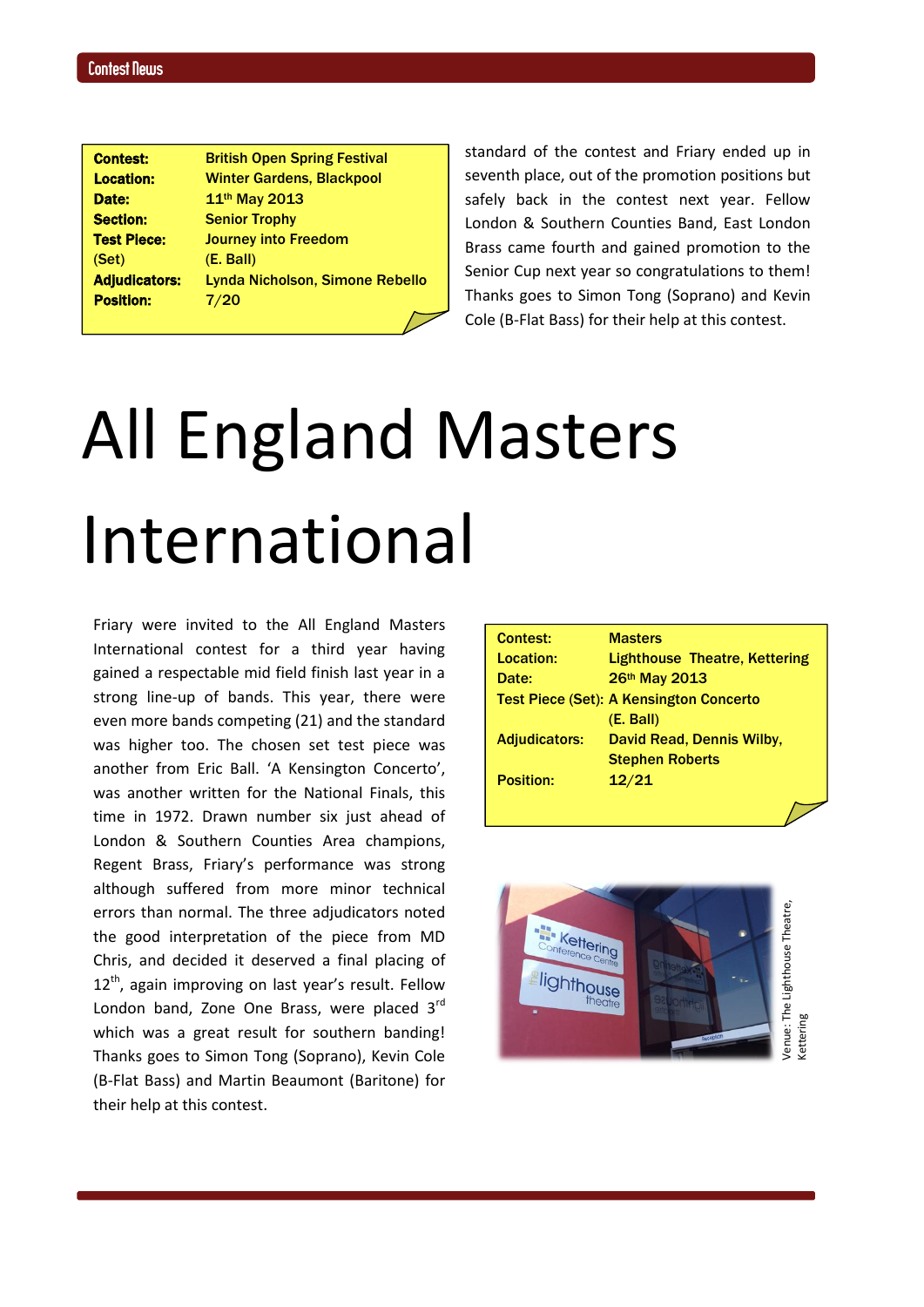| | |
|---|---|
| **Contest:** | **British Open Spring Festival** |
| **Location:** | **Winter Gardens, Blackpool** |
| **Date:** | **11th May 2013** |
| **Section:** | **Senior Trophy** |
| **Test Piece:** (Set) | **Journey into Freedom** (E. Ball) |
| **Adjudicators:** | **Lynda Nicholson, Simone Rebello** |
| **Position:** | **7/20** |

standard of the contest and Friary ended up in seventh place, out of the promotion positions but safely back in the contest next year. Fellow London & Southern Counties Band, East London Brass came fourth and gained promotion to the Senior Cup next year so congratulations to them! Thanks goes to Simon Tong (Soprano) and Kevin Cole (B-Flat Bass) for their help at this contest.

# All England Masters International

Friary were invited to the All England Masters International contest for a third year having gained a respectable mid field finish last year in a strong line-up of bands. This year, there were even more bands competing (21) and the standard was higher too. The chosen set test piece was another from Eric Ball. 'A Kensington Concerto', was another written for the National Finals, this time in 1972. Drawn number six just ahead of London & Southern Counties Area champions, Regent Brass, Friary's performance was strong although suffered from more minor technical errors than normal. The three adjudicators noted the good interpretation of the piece from MD Chris, and decided it deserved a final placing of 12th, again improving on last year's result. Fellow London band, Zone One Brass, were placed 3rd which was a great result for southern banding! Thanks goes to Simon Tong (Soprano), Kevin Cole (B-Flat Bass) and Martin Beaumont (Baritone) for their help at this contest.

| | |
|---|---|
| **Contest:** | **Masters** |
| **Location:** | **Lighthouse Theatre, Kettering** |
| **Date:** | **26th May 2013** |
| **Test Piece (Set):** | **A Kensington Concerto** (E. Ball) |
| **Adjudicators:** | **David Read, Dennis Wilby, Stephen Roberts** |
| **Position:** | **12/21** |

Venue: The Lighthouse Theatre, Kettering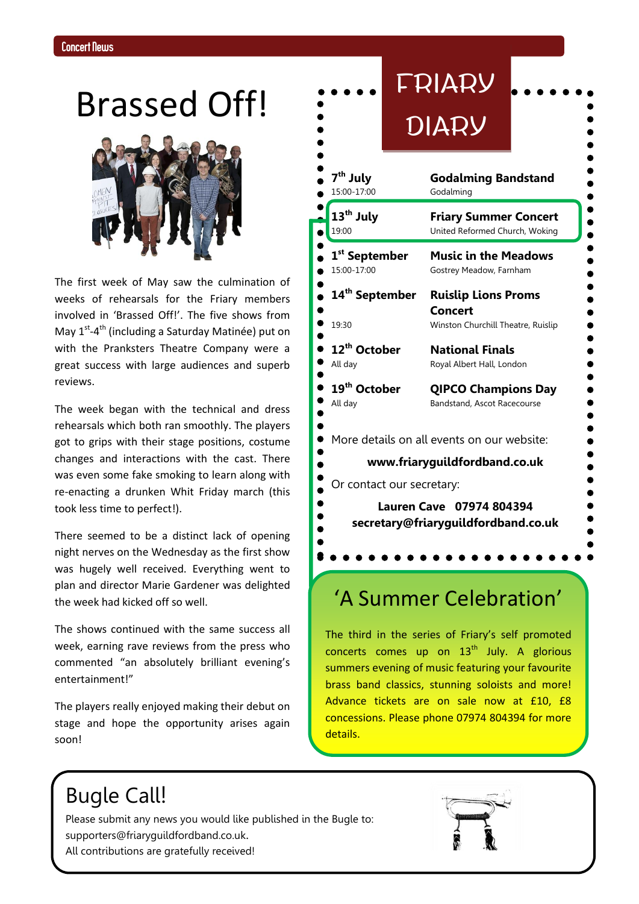Concert News

# Brassed Off!

The first week of May saw the culmination of weeks of rehearsals for the Friary members involved in 'Brassed Off!'. The five shows from May 1st-4th (including a Saturday Matinée) put on with the Pranksters Theatre Company were a great success with large audiences and superb reviews.

The week began with the technical and dress rehearsals which both ran smoothly. The players got to grips with their stage positions, costume changes and interactions with the cast. There was even some fake smoking to learn along with re-enacting a drunken Whit Friday march (this took less time to perfect!).

There seemed to be a distinct lack of opening night nerves on the Wednesday as the first show was hugely well received. Everything went to plan and director Marie Gardener was delighted the week had kicked off so well.

The shows continued with the same success all week, earning rave reviews from the press who commented "an absolutely brilliant evening's entertainment!"

The players really enjoyed making their debut on stage and hope the opportunity arises again soon!

# FRIARY DIARY

| | |
|---|---|
| **7th July**<br>15:00-17:00 | **Godalming Bandstand**<br>Godalming |
| **13th July**<br>19:00 | **Friary Summer Concert**<br>United Reformed Church, Woking |
| **1st September**<br>15:00-17:00 | **Music in the Meadows**<br>Gostrey Meadow, Farnham |
| **14th September**<br>19:30 | **Ruislip Lions Proms Concert**<br>Winston Churchill Theatre, Ruislip |
| **12th October**<br>All day | **National Finals**<br>Royal Albert Hall, London |
| **19th October**<br>All day | **QIPCO Champions Day**<br>Bandstand, Ascot Racecourse |

More details on all events on our website:

**www.friaryguildfordband.co.uk**

Or contact our secretary:

**Lauren Cave 07974 804394**
**secretary@friaryguildfordband.co.uk**

# 'A Summer Celebration'

The third in the series of Friary's self promoted concerts comes up on 13th July. A glorious summers evening of music featuring your favourite brass band classics, stunning soloists and more! Advance tickets are on sale now at £10, £8 concessions. Please phone 07974 804394 for more details.

# Bugle Call!

Please submit any news you would like published in the Bugle to:
supporters@friaryguildfordband.co.uk.
All contributions are gratefully received!